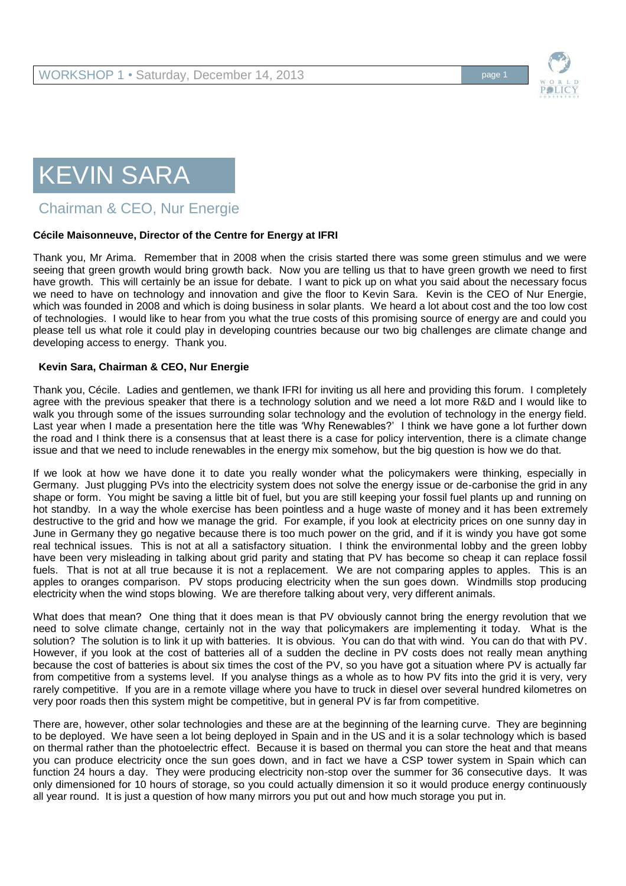# KEVIN SARA

## Chairman & CEO, Nur Energie

**Cécile Maisonneuve, Director of the Centre for Energy at IFRI**

Thank you, Mr Arima. Remember that in 2008 when the crisis started there was some green stimulus and we were seeing that green growth would bring growth back. Now you are telling us that to have green growth we need to first have growth. This will certainly be an issue for debate. I want to pick up on what you said about the necessary focus we need to have on technology and innovation and give the floor to Kevin Sara. Kevin is the CEO of Nur Energie, which was founded in 2008 and which is doing business in solar plants. We heard a lot about cost and the too low cost of technologies. I would like to hear from you what the true costs of this promising source of energy are and could you please tell us what role it could play in developing countries because our two big challenges are climate change and developing access to energy. Thank you.

**Kevin Sara, Chairman & CEO, Nur Energie**

Thank you, Cécile. Ladies and gentlemen, we thank IFRI for inviting us all here and providing this forum. I completely agree with the previous speaker that there is a technology solution and we need a lot more R&D and I would like to walk you through some of the issues surrounding solar technology and the evolution of technology in the energy field. Last year when I made a presentation here the title was 'Why Renewables?' I think we have gone a lot further down the road and I think there is a consensus that at least there is a case for policy intervention, there is a climate change issue and that we need to include renewables in the energy mix somehow, but the big question is how we do that.

If we look at how we have done it to date you really wonder what the policymakers were thinking, especially in Germany. Just plugging PVs into the electricity system does not solve the energy issue or de-carbonise the grid in any shape or form. You might be saving a little bit of fuel, but you are still keeping your fossil fuel plants up and running on hot standby. In a way the whole exercise has been pointless and a huge waste of money and it has been extremely destructive to the grid and how we manage the grid. For example, if you look at electricity prices on one sunny day in June in Germany they go negative because there is too much power on the grid, and if it is windy you have got some real technical issues. This is not at all a satisfactory situation. I think the environmental lobby and the green lobby have been very misleading in talking about grid parity and stating that PV has become so cheap it can replace fossil fuels. That is not at all true because it is not a replacement. We are not comparing apples to apples. This is an apples to oranges comparison. PV stops producing electricity when the sun goes down. Windmills stop producing electricity when the wind stops blowing. We are therefore talking about very, very different animals.

What does that mean? One thing that it does mean is that PV obviously cannot bring the energy revolution that we need to solve climate change, certainly not in the way that policymakers are implementing it today. What is the solution? The solution is to link it up with batteries. It is obvious. You can do that with wind. You can do that with PV. However, if you look at the cost of batteries all of a sudden the decline in PV costs does not really mean anything because the cost of batteries is about six times the cost of the PV, so you have got a situation where PV is actually far from competitive from a systems level. If you analyse things as a whole as to how PV fits into the grid it is very, very rarely competitive. If you are in a remote village where you have to truck in diesel over several hundred kilometres on very poor roads then this system might be competitive, but in general PV is far from competitive.

There are, however, other solar technologies and these are at the beginning of the learning curve. They are beginning to be deployed. We have seen a lot being deployed in Spain and in the US and it is a solar technology which is based on thermal rather than the photoelectric effect. Because it is based on thermal you can store the heat and that means you can produce electricity once the sun goes down, and in fact we have a CSP tower system in Spain which can function 24 hours a day. They were producing electricity non-stop over the summer for 36 consecutive days. It was only dimensioned for 10 hours of storage, so you could actually dimension it so it would produce energy continuously all year round. It is just a question of how many mirrors you put out and how much storage you put in.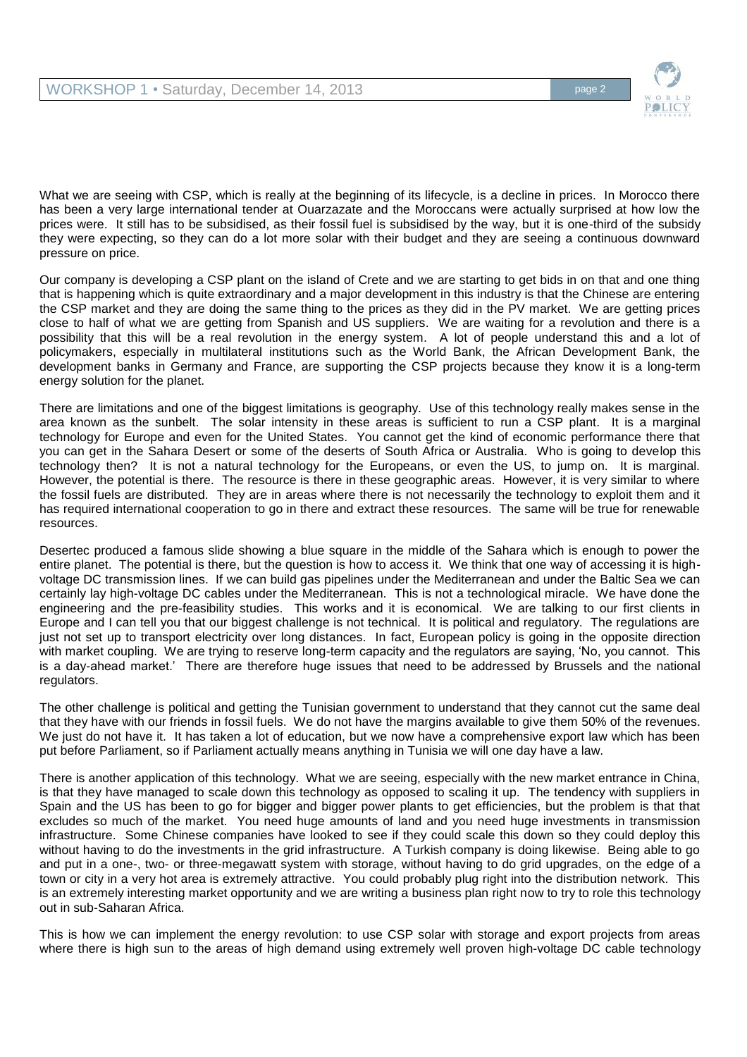What we are seeing with CSP, which is really at the beginning of its lifecycle, is a decline in prices. In Morocco there has been a very large international tender at Ouarzazate and the Moroccans were actually surprised at how low the prices were. It still has to be subsidised, as their fossil fuel is subsidised by the way, but it is one-third of the subsidy they were expecting, so they can do a lot more solar with their budget and they are seeing a continuous downward pressure on price.

Our company is developing a CSP plant on the island of Crete and we are starting to get bids in on that and one thing that is happening which is quite extraordinary and a major development in this industry is that the Chinese are entering the CSP market and they are doing the same thing to the prices as they did in the PV market. We are getting prices close to half of what we are getting from Spanish and US suppliers. We are waiting for a revolution and there is a possibility that this will be a real revolution in the energy system. A lot of people understand this and a lot of policymakers, especially in multilateral institutions such as the World Bank, the African Development Bank, the development banks in Germany and France, are supporting the CSP projects because they know it is a long-term energy solution for the planet.

There are limitations and one of the biggest limitations is geography. Use of this technology really makes sense in the area known as the sunbelt. The solar intensity in these areas is sufficient to run a CSP plant. It is a marginal technology for Europe and even for the United States. You cannot get the kind of economic performance there that you can get in the Sahara Desert or some of the deserts of South Africa or Australia. Who is going to develop this technology then? It is not a natural technology for the Europeans, or even the US, to jump on. It is marginal. However, the potential is there. The resource is there in these geographic areas. However, it is very similar to where the fossil fuels are distributed. They are in areas where there is not necessarily the technology to exploit them and it has required international cooperation to go in there and extract these resources. The same will be true for renewable resources.

Desertec produced a famous slide showing a blue square in the middle of the Sahara which is enough to power the entire planet. The potential is there, but the question is how to access it. We think that one way of accessing it is high-voltage DC transmission lines. If we can build gas pipelines under the Mediterranean and under the Baltic Sea we can certainly lay high-voltage DC cables under the Mediterranean. This is not a technological miracle. We have done the engineering and the pre-feasibility studies. This works and it is economical. We are talking to our first clients in Europe and I can tell you that our biggest challenge is not technical. It is political and regulatory. The regulations are just not set up to transport electricity over long distances. In fact, European policy is going in the opposite direction with market coupling. We are trying to reserve long-term capacity and the regulators are saying, 'No, you cannot. This is a day-ahead market.' There are therefore huge issues that need to be addressed by Brussels and the national regulators.

The other challenge is political and getting the Tunisian government to understand that they cannot cut the same deal that they have with our friends in fossil fuels. We do not have the margins available to give them 50% of the revenues. We just do not have it. It has taken a lot of education, but we now have a comprehensive export law which has been put before Parliament, so if Parliament actually means anything in Tunisia we will one day have a law.

There is another application of this technology. What we are seeing, especially with the new market entrance in China, is that they have managed to scale down this technology as opposed to scaling it up. The tendency with suppliers in Spain and the US has been to go for bigger and bigger power plants to get efficiencies, but the problem is that that excludes so much of the market. You need huge amounts of land and you need huge investments in transmission infrastructure. Some Chinese companies have looked to see if they could scale this down so they could deploy this without having to do the investments in the grid infrastructure. A Turkish company is doing likewise. Being able to go and put in a one-, two- or three-megawatt system with storage, without having to do grid upgrades, on the edge of a town or city in a very hot area is extremely attractive. You could probably plug right into the distribution network. This is an extremely interesting market opportunity and we are writing a business plan right now to try to role this technology out in sub-Saharan Africa.

This is how we can implement the energy revolution: to use CSP solar with storage and export projects from areas where there is high sun to the areas of high demand using extremely well proven high-voltage DC cable technology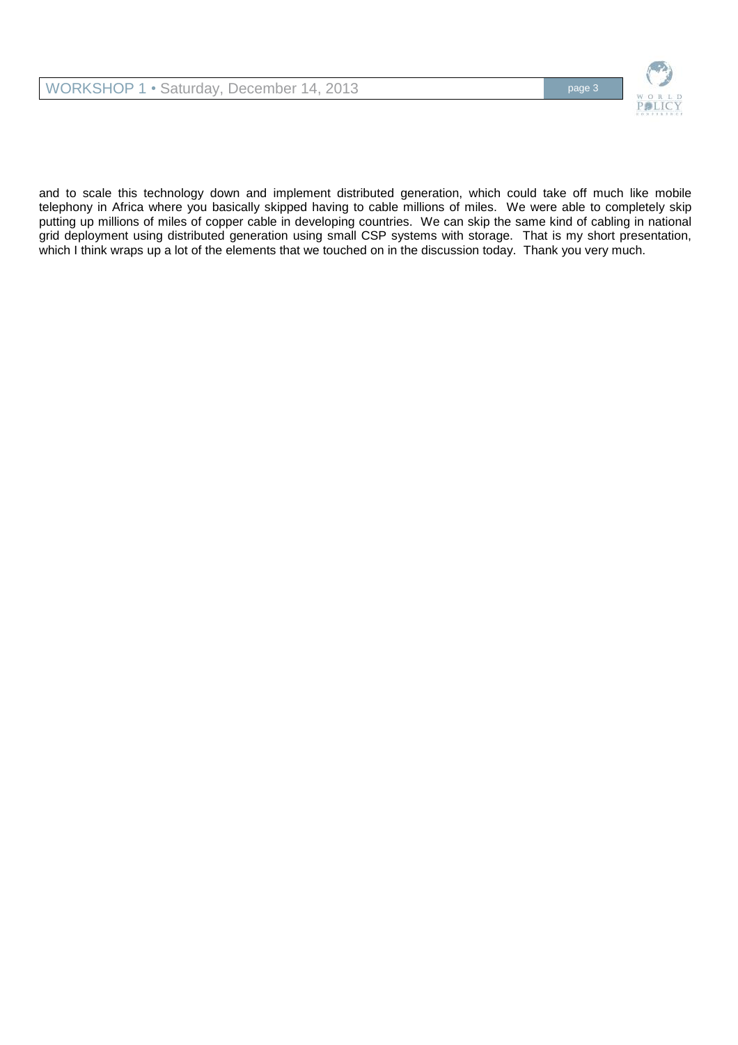and to scale this technology down and implement distributed generation, which could take off much like mobile telephony in Africa where you basically skipped having to cable millions of miles. We were able to completely skip putting up millions of miles of copper cable in developing countries. We can skip the same kind of cabling in national grid deployment using distributed generation using small CSP systems with storage. That is my short presentation, which I think wraps up a lot of the elements that we touched on in the discussion today. Thank you very much.